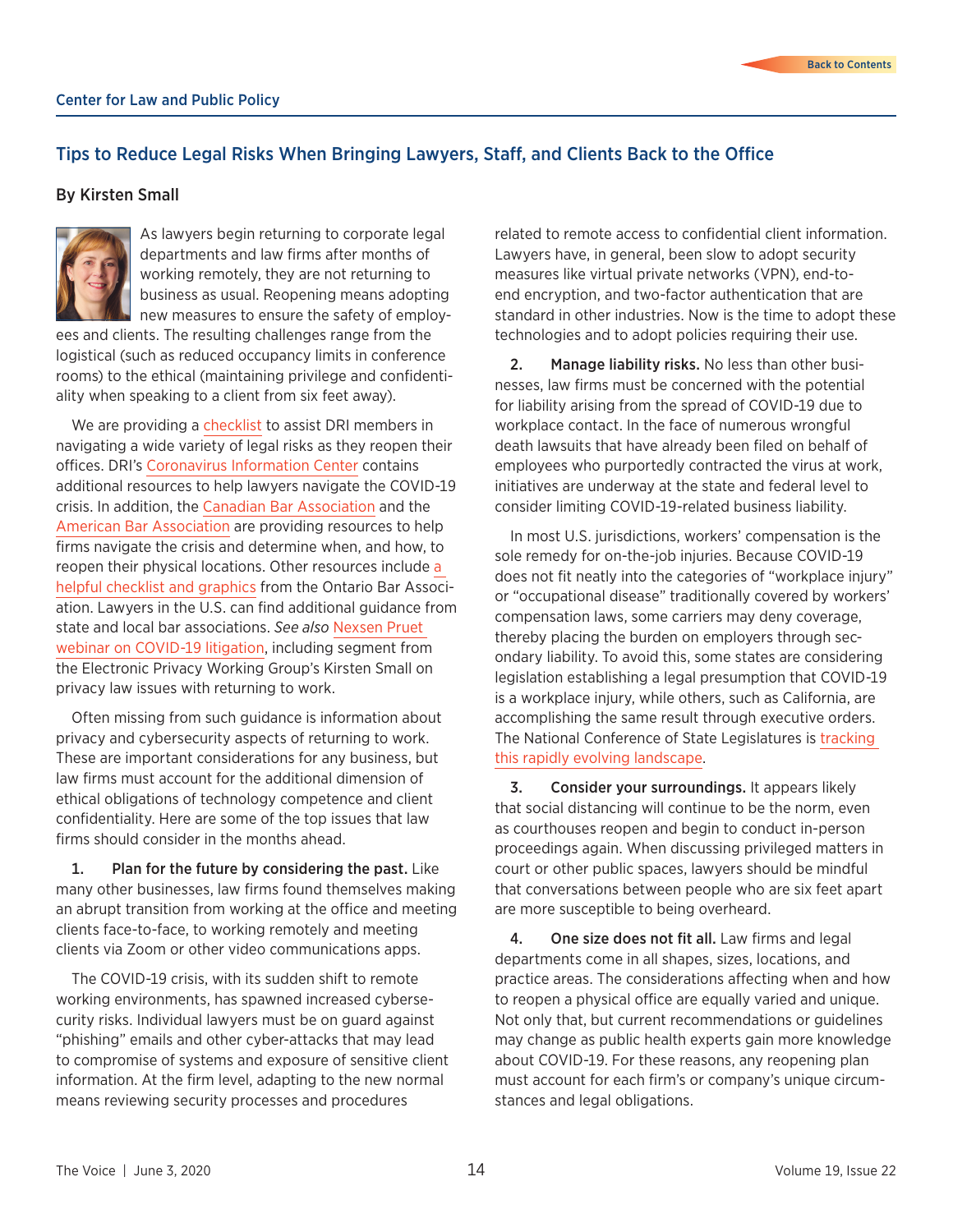Center for Law and Public Policy

# Tips to Reduce Legal Risks When Bringing Lawyers, Staff, and Clients Back to the Office

**By Kirsten Small**

As lawyers begin returning to corporate legal departments and law firms after months of working remotely, they are not returning to business as usual. Reopening means adopting new measures to ensure the safety of employees and clients. The resulting challenges range from the logistical (such as reduced occupancy limits in conference rooms) to the ethical (maintaining privilege and confidentiality when speaking to a client from six feet away).

We are providing a checklist to assist DRI members in navigating a wide variety of legal risks as they reopen their offices. DRI's Coronavirus Information Center contains additional resources to help lawyers navigate the COVID-19 crisis. In addition, the Canadian Bar Association and the American Bar Association are providing resources to help firms navigate the crisis and determine when, and how, to reopen their physical locations. Other resources include a helpful checklist and graphics from the Ontario Bar Association. Lawyers in the U.S. can find additional guidance from state and local bar associations. *See also* Nexsen Pruet webinar on COVID-19 litigation, including segment from the Electronic Privacy Working Group's Kirsten Small on privacy law issues with returning to work.

Often missing from such guidance is information about privacy and cybersecurity aspects of returning to work. These are important considerations for any business, but law firms must account for the additional dimension of ethical obligations of technology competence and client confidentiality. Here are some of the top issues that law firms should consider in the months ahead.

**1. Plan for the future by considering the past.** Like many other businesses, law firms found themselves making an abrupt transition from working at the office and meeting clients face-to-face, to working remotely and meeting clients via Zoom or other video communications apps.

The COVID-19 crisis, with its sudden shift to remote working environments, has spawned increased cybersecurity risks. Individual lawyers must be on guard against "phishing" emails and other cyber-attacks that may lead to compromise of systems and exposure of sensitive client information. At the firm level, adapting to the new normal means reviewing security processes and procedures related to remote access to confidential client information. Lawyers have, in general, been slow to adopt security measures like virtual private networks (VPN), end-to-end encryption, and two-factor authentication that are standard in other industries. Now is the time to adopt these technologies and to adopt policies requiring their use.

**2. Manage liability risks.** No less than other businesses, law firms must be concerned with the potential for liability arising from the spread of COVID-19 due to workplace contact. In the face of numerous wrongful death lawsuits that have already been filed on behalf of employees who purportedly contracted the virus at work, initiatives are underway at the state and federal level to consider limiting COVID-19-related business liability.

In most U.S. jurisdictions, workers' compensation is the sole remedy for on-the-job injuries. Because COVID-19 does not fit neatly into the categories of "workplace injury" or "occupational disease" traditionally covered by workers' compensation laws, some carriers may deny coverage, thereby placing the burden on employers through secondary liability. To avoid this, some states are considering legislation establishing a legal presumption that COVID-19 is a workplace injury, while others, such as California, are accomplishing the same result through executive orders. The National Conference of State Legislatures is tracking this rapidly evolving landscape.

**3. Consider your surroundings.** It appears likely that social distancing will continue to be the norm, even as courthouses reopen and begin to conduct in-person proceedings again. When discussing privileged matters in court or other public spaces, lawyers should be mindful that conversations between people who are six feet apart are more susceptible to being overheard.

**4. One size does not fit all.** Law firms and legal departments come in all shapes, sizes, locations, and practice areas. The considerations affecting when and how to reopen a physical office are equally varied and unique. Not only that, but current recommendations or guidelines may change as public health experts gain more knowledge about COVID-19. For these reasons, any reopening plan must account for each firm's or company's unique circumstances and legal obligations.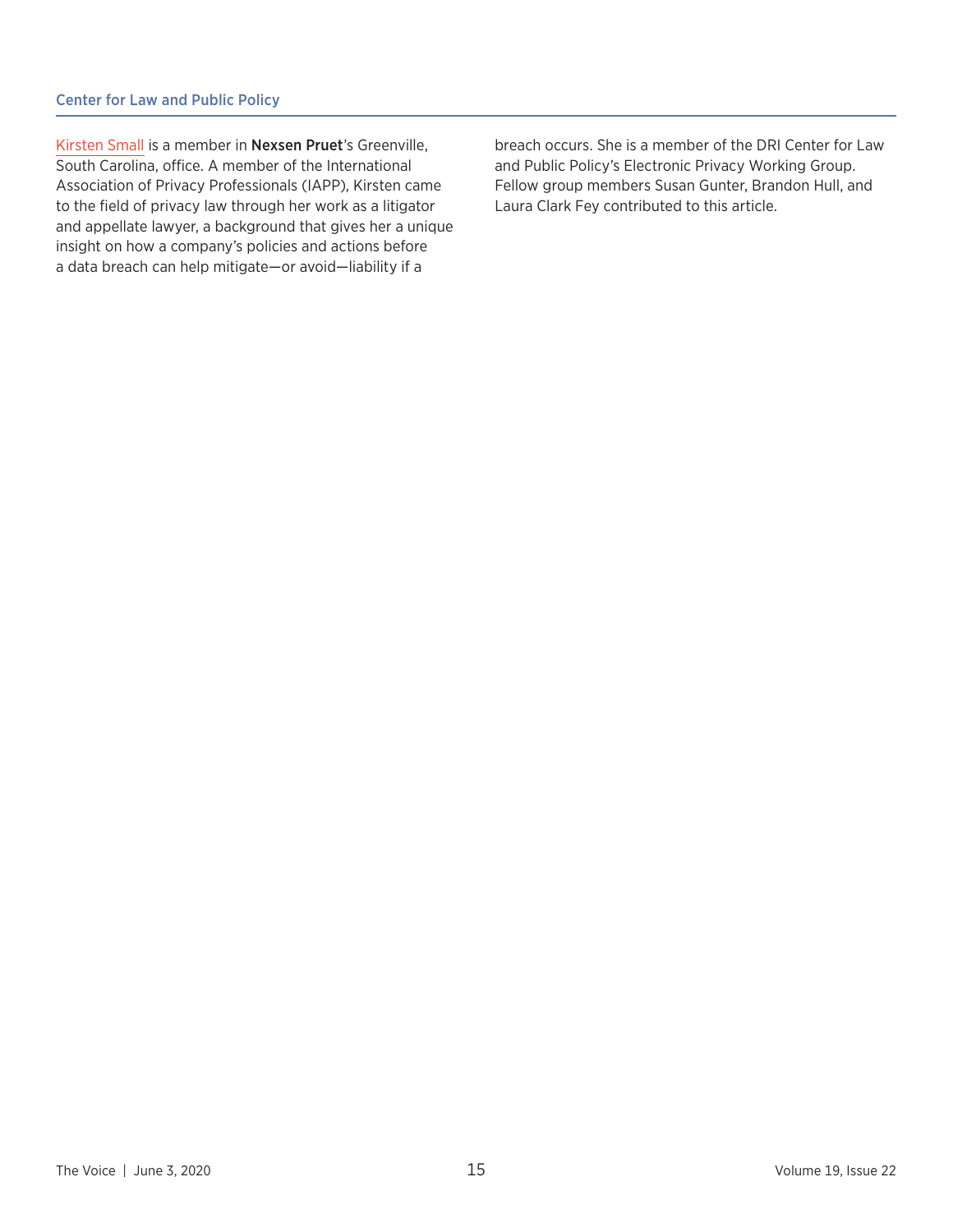Kirsten Small is a member in **Nexsen Pruet**'s Greenville, South Carolina, office. A member of the International Association of Privacy Professionals (IAPP), Kirsten came to the field of privacy law through her work as a litigator and appellate lawyer, a background that gives her a unique insight on how a company's policies and actions before a data breach can help mitigate—or avoid—liability if a breach occurs. She is a member of the DRI Center for Law and Public Policy's Electronic Privacy Working Group. Fellow group members Susan Gunter, Brandon Hull, and Laura Clark Fey contributed to this article.